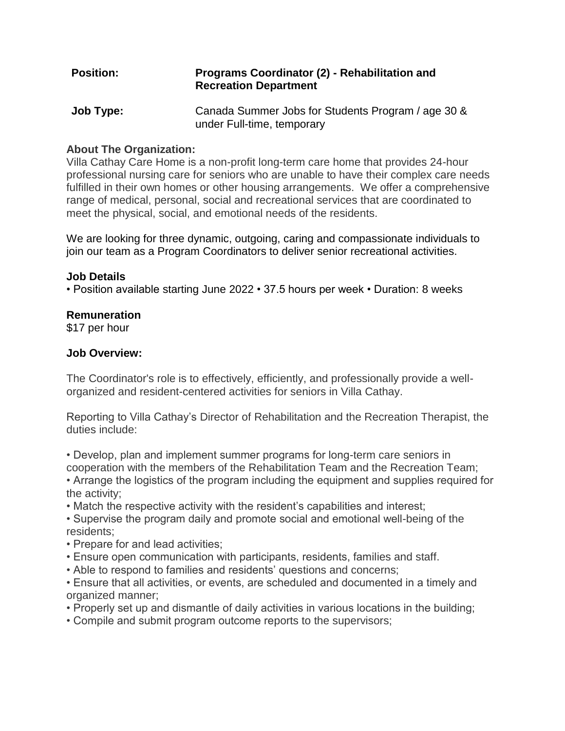**Position:** **Programs Coordinator (2) - Rehabilitation and Recreation Department**

**Job Type:** Canada Summer Jobs for Students Program / age 30 & under Full-time, temporary

**About The Organization:**

Villa Cathay Care Home is a non-profit long-term care home that provides 24-hour professional nursing care for seniors who are unable to have their complex care needs fulfilled in their own homes or other housing arrangements. We offer a comprehensive range of medical, personal, social and recreational services that are coordinated to meet the physical, social, and emotional needs of the residents.

We are looking for three dynamic, outgoing, caring and compassionate individuals to join our team as a Program Coordinators to deliver senior recreational activities.

**Job Details**

• Position available starting June 2022 • 37.5 hours per week • Duration: 8 weeks

**Remuneration**

$17 per hour

**Job Overview:**

The Coordinator's role is to effectively, efficiently, and professionally provide a well-organized and resident-centered activities for seniors in Villa Cathay.

Reporting to Villa Cathay's Director of Rehabilitation and the Recreation Therapist, the duties include:

- Develop, plan and implement summer programs for long-term care seniors in cooperation with the members of the Rehabilitation Team and the Recreation Team;
- Arrange the logistics of the program including the equipment and supplies required for the activity;
- Match the respective activity with the resident's capabilities and interest;
- Supervise the program daily and promote social and emotional well-being of the residents;
- Prepare for and lead activities;
- Ensure open communication with participants, residents, families and staff.
- Able to respond to families and residents' questions and concerns;
- Ensure that all activities, or events, are scheduled and documented in a timely and organized manner;
- Properly set up and dismantle of daily activities in various locations in the building;
- Compile and submit program outcome reports to the supervisors;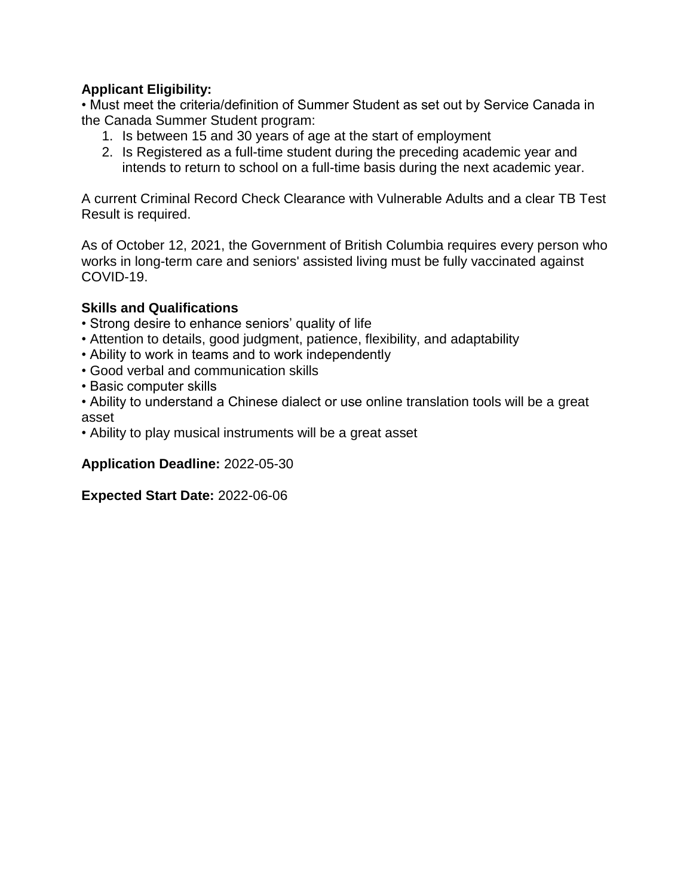**Applicant Eligibility:**

• Must meet the criteria/definition of Summer Student as set out by Service Canada in the Canada Summer Student program:

1. Is between 15 and 30 years of age at the start of employment
2. Is Registered as a full-time student during the preceding academic year and intends to return to school on a full-time basis during the next academic year.

A current Criminal Record Check Clearance with Vulnerable Adults and a clear TB Test Result is required.

As of October 12, 2021, the Government of British Columbia requires every person who works in long-term care and seniors' assisted living must be fully vaccinated against COVID-19.

**Skills and Qualifications**

• Strong desire to enhance seniors' quality of life
• Attention to details, good judgment, patience, flexibility, and adaptability
• Ability to work in teams and to work independently
• Good verbal and communication skills
• Basic computer skills
• Ability to understand a Chinese dialect or use online translation tools will be a great asset
• Ability to play musical instruments will be a great asset

**Application Deadline:** 2022-05-30

**Expected Start Date:** 2022-06-06